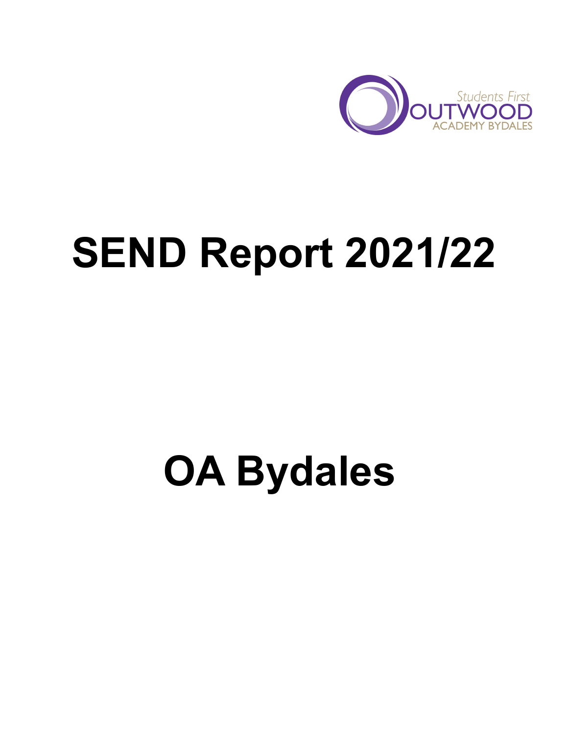# SEND Report 2021/22

# OA Bydales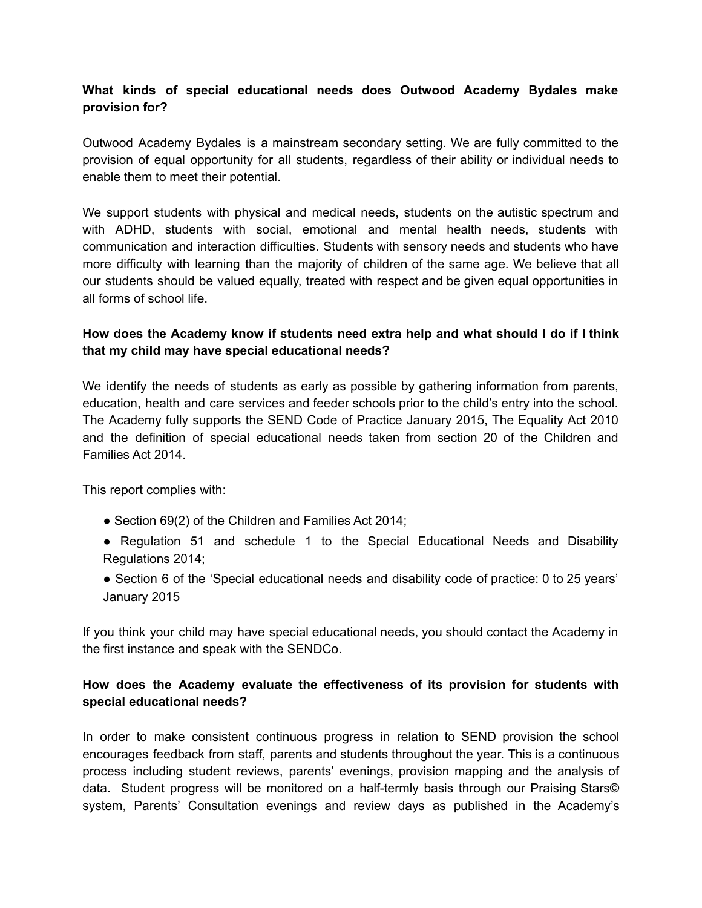**What kinds of special educational needs does Outwood Academy Bydales make provision for?**

Outwood Academy Bydales is a mainstream secondary setting. We are fully committed to the provision of equal opportunity for all students, regardless of their ability or individual needs to enable them to meet their potential.

We support students with physical and medical needs, students on the autistic spectrum and with ADHD, students with social, emotional and mental health needs, students with communication and interaction difficulties. Students with sensory needs and students who have more difficulty with learning than the majority of children of the same age. We believe that all our students should be valued equally, treated with respect and be given equal opportunities in all forms of school life.

**How does the Academy know if students need extra help and what should I do if I think that my child may have special educational needs?**

We identify the needs of students as early as possible by gathering information from parents, education, health and care services and feeder schools prior to the child's entry into the school. The Academy fully supports the SEND Code of Practice January 2015, The Equality Act 2010 and the definition of special educational needs taken from section 20 of the Children and Families Act 2014.

This report complies with:

- Section 69(2) of the Children and Families Act 2014;
- Regulation 51 and schedule 1 to the Special Educational Needs and Disability Regulations 2014;
- Section 6 of the 'Special educational needs and disability code of practice: 0 to 25 years' January 2015

If you think your child may have special educational needs, you should contact the Academy in the first instance and speak with the SENDCo.

**How does the Academy evaluate the effectiveness of its provision for students with special educational needs?**

In order to make consistent continuous progress in relation to SEND provision the school encourages feedback from staff, parents and students throughout the year. This is a continuous process including student reviews, parents' evenings, provision mapping and the analysis of data. Student progress will be monitored on a half-termly basis through our Praising Stars© system, Parents' Consultation evenings and review days as published in the Academy's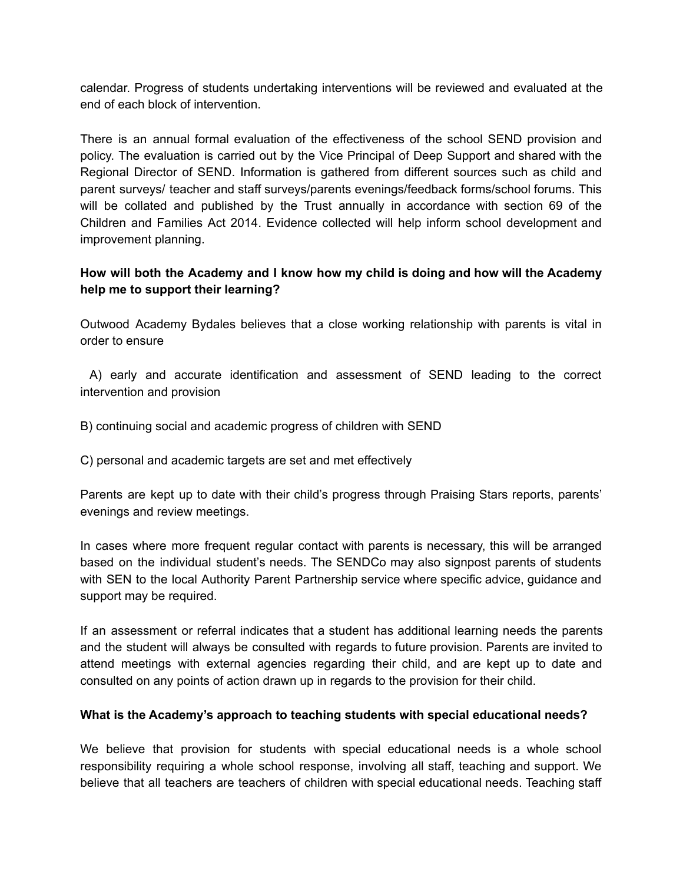calendar. Progress of students undertaking interventions will be reviewed and evaluated at the end of each block of intervention.

There is an annual formal evaluation of the effectiveness of the school SEND provision and policy. The evaluation is carried out by the Vice Principal of Deep Support and shared with the Regional Director of SEND. Information is gathered from different sources such as child and parent surveys/ teacher and staff surveys/parents evenings/feedback forms/school forums. This will be collated and published by the Trust annually in accordance with section 69 of the Children and Families Act 2014. Evidence collected will help inform school development and improvement planning.

**How will both the Academy and I know how my child is doing and how will the Academy help me to support their learning?**

Outwood Academy Bydales believes that a close working relationship with parents is vital in order to ensure

A) early and accurate identification and assessment of SEND leading to the correct intervention and provision

B) continuing social and academic progress of children with SEND

C) personal and academic targets are set and met effectively

Parents are kept up to date with their child's progress through Praising Stars reports, parents' evenings and review meetings.

In cases where more frequent regular contact with parents is necessary, this will be arranged based on the individual student's needs. The SENDCo may also signpost parents of students with SEN to the local Authority Parent Partnership service where specific advice, guidance and support may be required.

If an assessment or referral indicates that a student has additional learning needs the parents and the student will always be consulted with regards to future provision. Parents are invited to attend meetings with external agencies regarding their child, and are kept up to date and consulted on any points of action drawn up in regards to the provision for their child.

**What is the Academy's approach to teaching students with special educational needs?**

We believe that provision for students with special educational needs is a whole school responsibility requiring a whole school response, involving all staff, teaching and support. We believe that all teachers are teachers of children with special educational needs. Teaching staff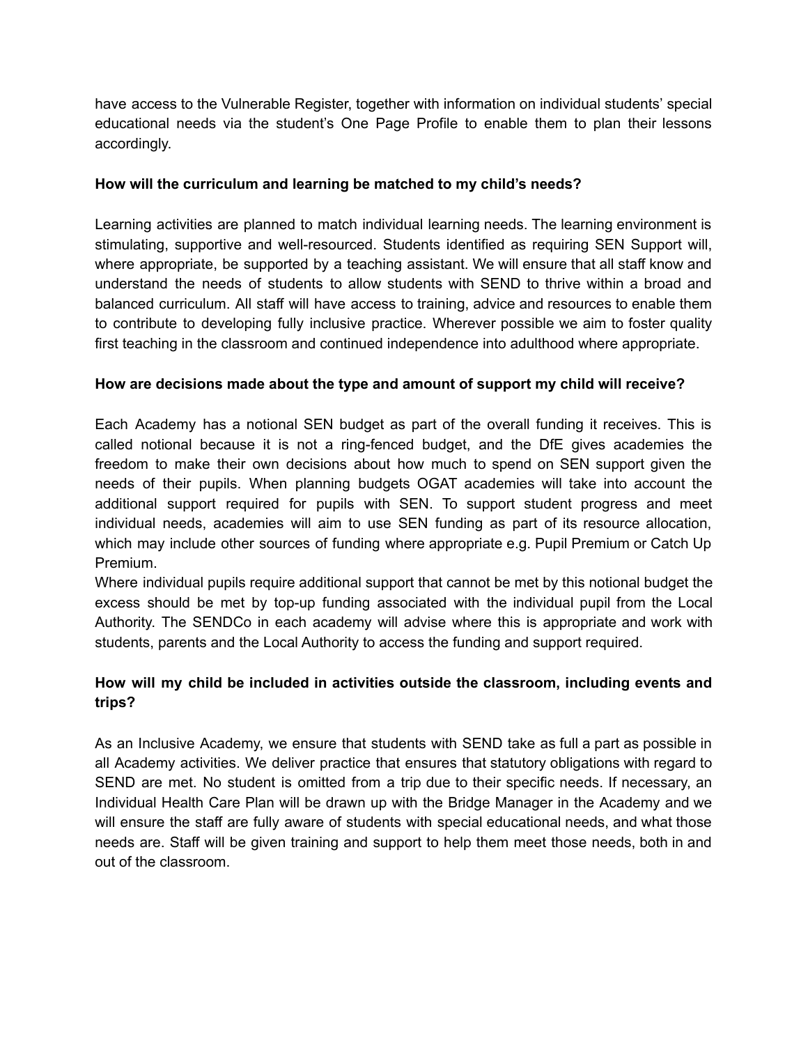have access to the Vulnerable Register, together with information on individual students' special educational needs via the student's One Page Profile to enable them to plan their lessons accordingly.

**How will the curriculum and learning be matched to my child's needs?**

Learning activities are planned to match individual learning needs. The learning environment is stimulating, supportive and well-resourced. Students identified as requiring SEN Support will, where appropriate, be supported by a teaching assistant. We will ensure that all staff know and understand the needs of students to allow students with SEND to thrive within a broad and balanced curriculum. All staff will have access to training, advice and resources to enable them to contribute to developing fully inclusive practice. Wherever possible we aim to foster quality first teaching in the classroom and continued independence into adulthood where appropriate.

**How are decisions made about the type and amount of support my child will receive?**

Each Academy has a notional SEN budget as part of the overall funding it receives. This is called notional because it is not a ring-fenced budget, and the DfE gives academies the freedom to make their own decisions about how much to spend on SEN support given the needs of their pupils. When planning budgets OGAT academies will take into account the additional support required for pupils with SEN. To support student progress and meet individual needs, academies will aim to use SEN funding as part of its resource allocation, which may include other sources of funding where appropriate e.g. Pupil Premium or Catch Up Premium.

Where individual pupils require additional support that cannot be met by this notional budget the excess should be met by top-up funding associated with the individual pupil from the Local Authority. The SENDCo in each academy will advise where this is appropriate and work with students, parents and the Local Authority to access the funding and support required.

**How will my child be included in activities outside the classroom, including events and trips?**

As an Inclusive Academy, we ensure that students with SEND take as full a part as possible in all Academy activities. We deliver practice that ensures that statutory obligations with regard to SEND are met. No student is omitted from a trip due to their specific needs. If necessary, an Individual Health Care Plan will be drawn up with the Bridge Manager in the Academy and we will ensure the staff are fully aware of students with special educational needs, and what those needs are. Staff will be given training and support to help them meet those needs, both in and out of the classroom.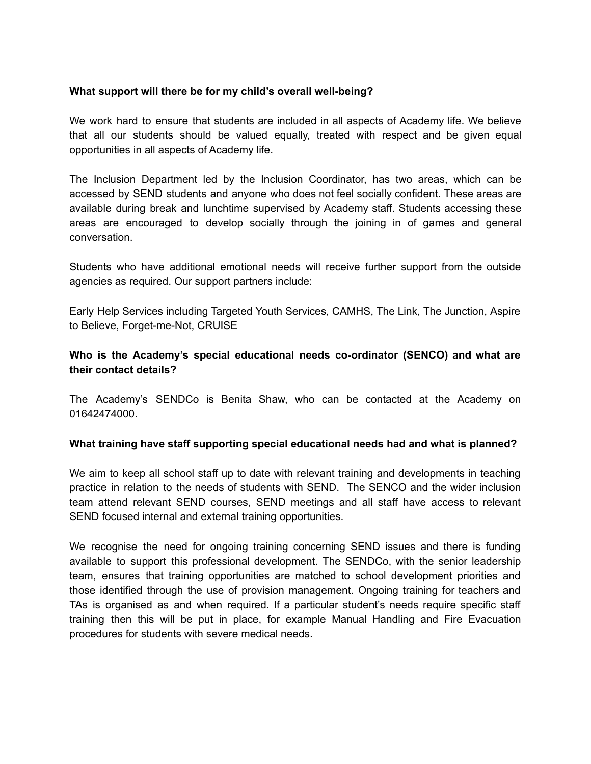**What support will there be for my child's overall well-being?**

We work hard to ensure that students are included in all aspects of Academy life. We believe that all our students should be valued equally, treated with respect and be given equal opportunities in all aspects of Academy life.

The Inclusion Department led by the Inclusion Coordinator, has two areas, which can be accessed by SEND students and anyone who does not feel socially confident. These areas are available during break and lunchtime supervised by Academy staff. Students accessing these areas are encouraged to develop socially through the joining in of games and general conversation.

Students who have additional emotional needs will receive further support from the outside agencies as required. Our support partners include:

Early Help Services including Targeted Youth Services, CAMHS, The Link, The Junction, Aspire to Believe, Forget-me-Not, CRUISE

**Who is the Academy's special educational needs co-ordinator (SENCO) and what are their contact details?**

The Academy's SENDCo is Benita Shaw, who can be contacted at the Academy on 01642474000.

**What training have staff supporting special educational needs had and what is planned?**

We aim to keep all school staff up to date with relevant training and developments in teaching practice in relation to the needs of students with SEND. The SENCO and the wider inclusion team attend relevant SEND courses, SEND meetings and all staff have access to relevant SEND focused internal and external training opportunities.

We recognise the need for ongoing training concerning SEND issues and there is funding available to support this professional development. The SENDCo, with the senior leadership team, ensures that training opportunities are matched to school development priorities and those identified through the use of provision management. Ongoing training for teachers and TAs is organised as and when required. If a particular student's needs require specific staff training then this will be put in place, for example Manual Handling and Fire Evacuation procedures for students with severe medical needs.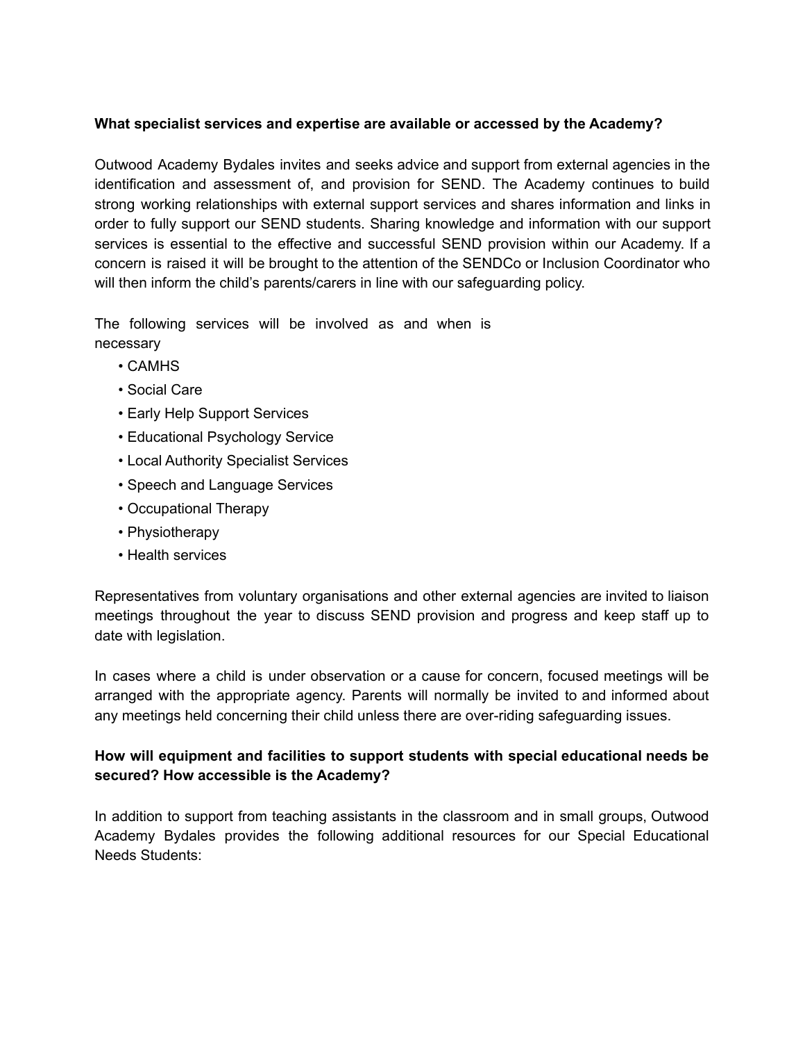**What specialist services and expertise are available or accessed by the Academy?**

Outwood Academy Bydales invites and seeks advice and support from external agencies in the identification and assessment of, and provision for SEND. The Academy continues to build strong working relationships with external support services and shares information and links in order to fully support our SEND students. Sharing knowledge and information with our support services is essential to the effective and successful SEND provision within our Academy. If a concern is raised it will be brought to the attention of the SENDCo or Inclusion Coordinator who will then inform the child's parents/carers in line with our safeguarding policy.

The following services will be involved as and when is necessary

- CAMHS
- Social Care
- Early Help Support Services
- Educational Psychology Service
- Local Authority Specialist Services
- Speech and Language Services
- Occupational Therapy
- Physiotherapy
- Health services

Representatives from voluntary organisations and other external agencies are invited to liaison meetings throughout the year to discuss SEND provision and progress and keep staff up to date with legislation.

In cases where a child is under observation or a cause for concern, focused meetings will be arranged with the appropriate agency. Parents will normally be invited to and informed about any meetings held concerning their child unless there are over-riding safeguarding issues.

**How will equipment and facilities to support students with special educational needs be secured? How accessible is the Academy?**

In addition to support from teaching assistants in the classroom and in small groups, Outwood Academy Bydales provides the following additional resources for our Special Educational Needs Students: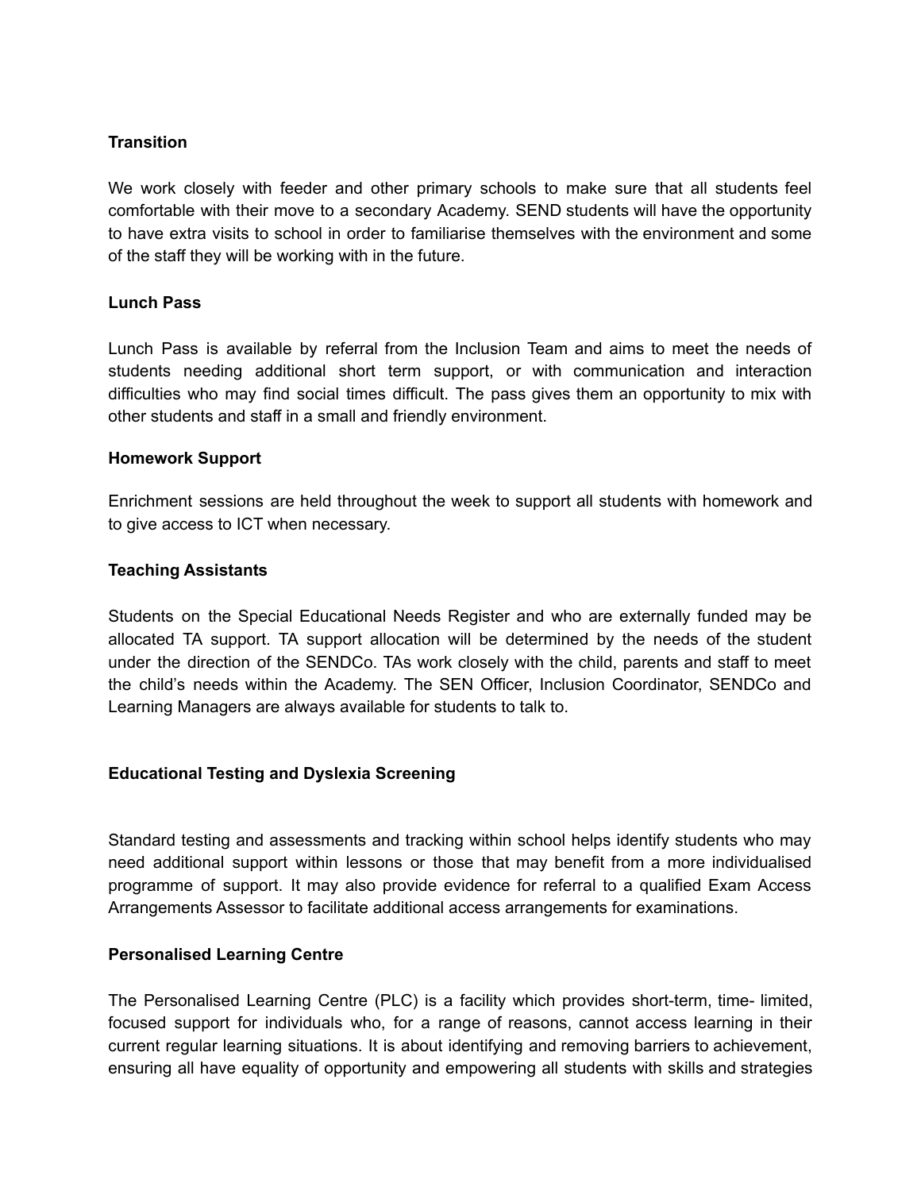**Transition**

We work closely with feeder and other primary schools to make sure that all students feel comfortable with their move to a secondary Academy. SEND students will have the opportunity to have extra visits to school in order to familiarise themselves with the environment and some of the staff they will be working with in the future.

**Lunch Pass**

Lunch Pass is available by referral from the Inclusion Team and aims to meet the needs of students needing additional short term support, or with communication and interaction difficulties who may find social times difficult. The pass gives them an opportunity to mix with other students and staff in a small and friendly environment.

**Homework Support**

Enrichment sessions are held throughout the week to support all students with homework and to give access to ICT when necessary.

**Teaching Assistants**

Students on the Special Educational Needs Register and who are externally funded may be allocated TA support. TA support allocation will be determined by the needs of the student under the direction of the SENDCo. TAs work closely with the child, parents and staff to meet the child's needs within the Academy. The SEN Officer, Inclusion Coordinator, SENDCo and Learning Managers are always available for students to talk to.

**Educational Testing and Dyslexia Screening**

Standard testing and assessments and tracking within school helps identify students who may need additional support within lessons or those that may benefit from a more individualised programme of support. It may also provide evidence for referral to a qualified Exam Access Arrangements Assessor to facilitate additional access arrangements for examinations.

**Personalised Learning Centre**

The Personalised Learning Centre (PLC) is a facility which provides short-term, time- limited, focused support for individuals who, for a range of reasons, cannot access learning in their current regular learning situations. It is about identifying and removing barriers to achievement, ensuring all have equality of opportunity and empowering all students with skills and strategies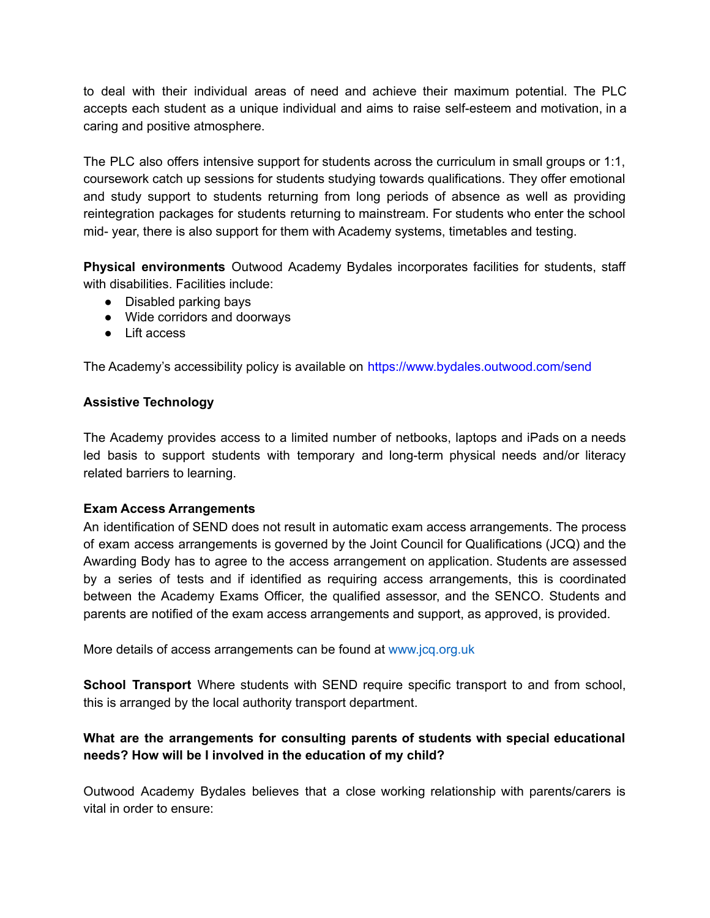to deal with their individual areas of need and achieve their maximum potential. The PLC accepts each student as a unique individual and aims to raise self-esteem and motivation, in a caring and positive atmosphere.

The PLC also offers intensive support for students across the curriculum in small groups or 1:1, coursework catch up sessions for students studying towards qualifications. They offer emotional and study support to students returning from long periods of absence as well as providing reintegration packages for students returning to mainstream. For students who enter the school mid- year, there is also support for them with Academy systems, timetables and testing.

**Physical environments** Outwood Academy Bydales incorporates facilities for students, staff with disabilities. Facilities include:

- Disabled parking bays
- Wide corridors and doorways
- Lift access

The Academy's accessibility policy is available on https://www.bydales.outwood.com/send

**Assistive Technology**

The Academy provides access to a limited number of netbooks, laptops and iPads on a needs led basis to support students with temporary and long-term physical needs and/or literacy related barriers to learning.

**Exam Access Arrangements**

An identification of SEND does not result in automatic exam access arrangements. The process of exam access arrangements is governed by the Joint Council for Qualifications (JCQ) and the Awarding Body has to agree to the access arrangement on application. Students are assessed by a series of tests and if identified as requiring access arrangements, this is coordinated between the Academy Exams Officer, the qualified assessor, and the SENCO. Students and parents are notified of the exam access arrangements and support, as approved, is provided.

More details of access arrangements can be found at www.jcq.org.uk

**School Transport** Where students with SEND require specific transport to and from school, this is arranged by the local authority transport department.

**What are the arrangements for consulting parents of students with special educational needs? How will be I involved in the education of my child?**

Outwood Academy Bydales believes that a close working relationship with parents/carers is vital in order to ensure: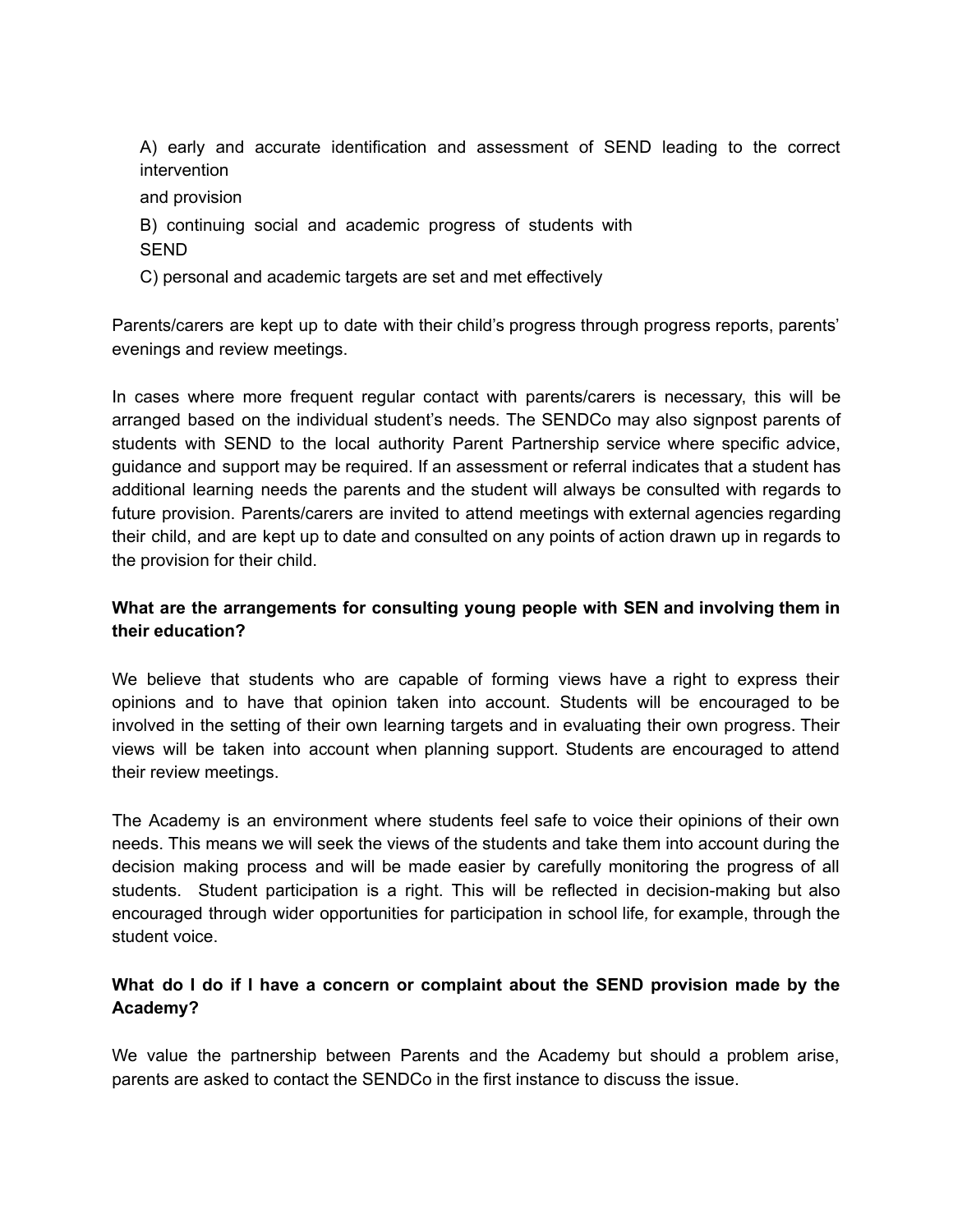A) early and accurate identification and assessment of SEND leading to the correct intervention and provision

B) continuing social and academic progress of students with SEND

C) personal and academic targets are set and met effectively

Parents/carers are kept up to date with their child's progress through progress reports, parents' evenings and review meetings.

In cases where more frequent regular contact with parents/carers is necessary, this will be arranged based on the individual student's needs. The SENDCo may also signpost parents of students with SEND to the local authority Parent Partnership service where specific advice, guidance and support may be required. If an assessment or referral indicates that a student has additional learning needs the parents and the student will always be consulted with regards to future provision. Parents/carers are invited to attend meetings with external agencies regarding their child, and are kept up to date and consulted on any points of action drawn up in regards to the provision for their child.

**What are the arrangements for consulting young people with SEN and involving them in their education?**

We believe that students who are capable of forming views have a right to express their opinions and to have that opinion taken into account. Students will be encouraged to be involved in the setting of their own learning targets and in evaluating their own progress. Their views will be taken into account when planning support. Students are encouraged to attend their review meetings.

The Academy is an environment where students feel safe to voice their opinions of their own needs. This means we will seek the views of the students and take them into account during the decision making process and will be made easier by carefully monitoring the progress of all students. Student participation is a right. This will be reflected in decision-making but also encouraged through wider opportunities for participation in school life, for example, through the student voice.

**What do I do if I have a concern or complaint about the SEND provision made by the Academy?**

We value the partnership between Parents and the Academy but should a problem arise, parents are asked to contact the SENDCo in the first instance to discuss the issue.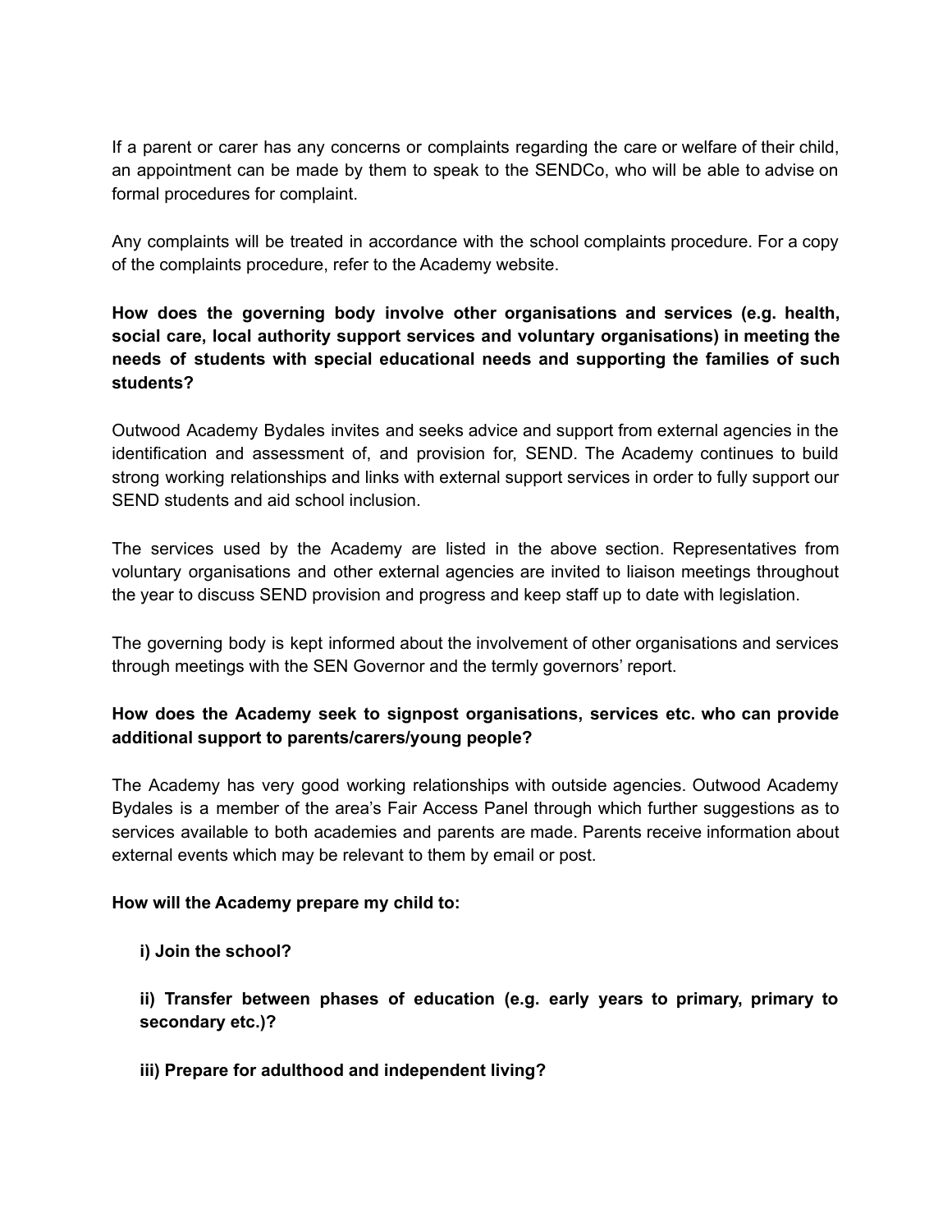If a parent or carer has any concerns or complaints regarding the care or welfare of their child, an appointment can be made by them to speak to the SENDCo, who will be able to advise on formal procedures for complaint.

Any complaints will be treated in accordance with the school complaints procedure. For a copy of the complaints procedure, refer to the Academy website.

**How does the governing body involve other organisations and services (e.g. health, social care, local authority support services and voluntary organisations) in meeting the needs of students with special educational needs and supporting the families of such students?**

Outwood Academy Bydales invites and seeks advice and support from external agencies in the identification and assessment of, and provision for, SEND. The Academy continues to build strong working relationships and links with external support services in order to fully support our SEND students and aid school inclusion.

The services used by the Academy are listed in the above section. Representatives from voluntary organisations and other external agencies are invited to liaison meetings throughout the year to discuss SEND provision and progress and keep staff up to date with legislation.

The governing body is kept informed about the involvement of other organisations and services through meetings with the SEN Governor and the termly governors' report.

**How does the Academy seek to signpost organisations, services etc. who can provide additional support to parents/carers/young people?**

The Academy has very good working relationships with outside agencies. Outwood Academy Bydales is a member of the area's Fair Access Panel through which further suggestions as to services available to both academies and parents are made. Parents receive information about external events which may be relevant to them by email or post.

**How will the Academy prepare my child to:**

> **i) Join the school?**
>
> **ii) Transfer between phases of education (e.g. early years to primary, primary to secondary etc.)?**
>
> **iii) Prepare for adulthood and independent living?**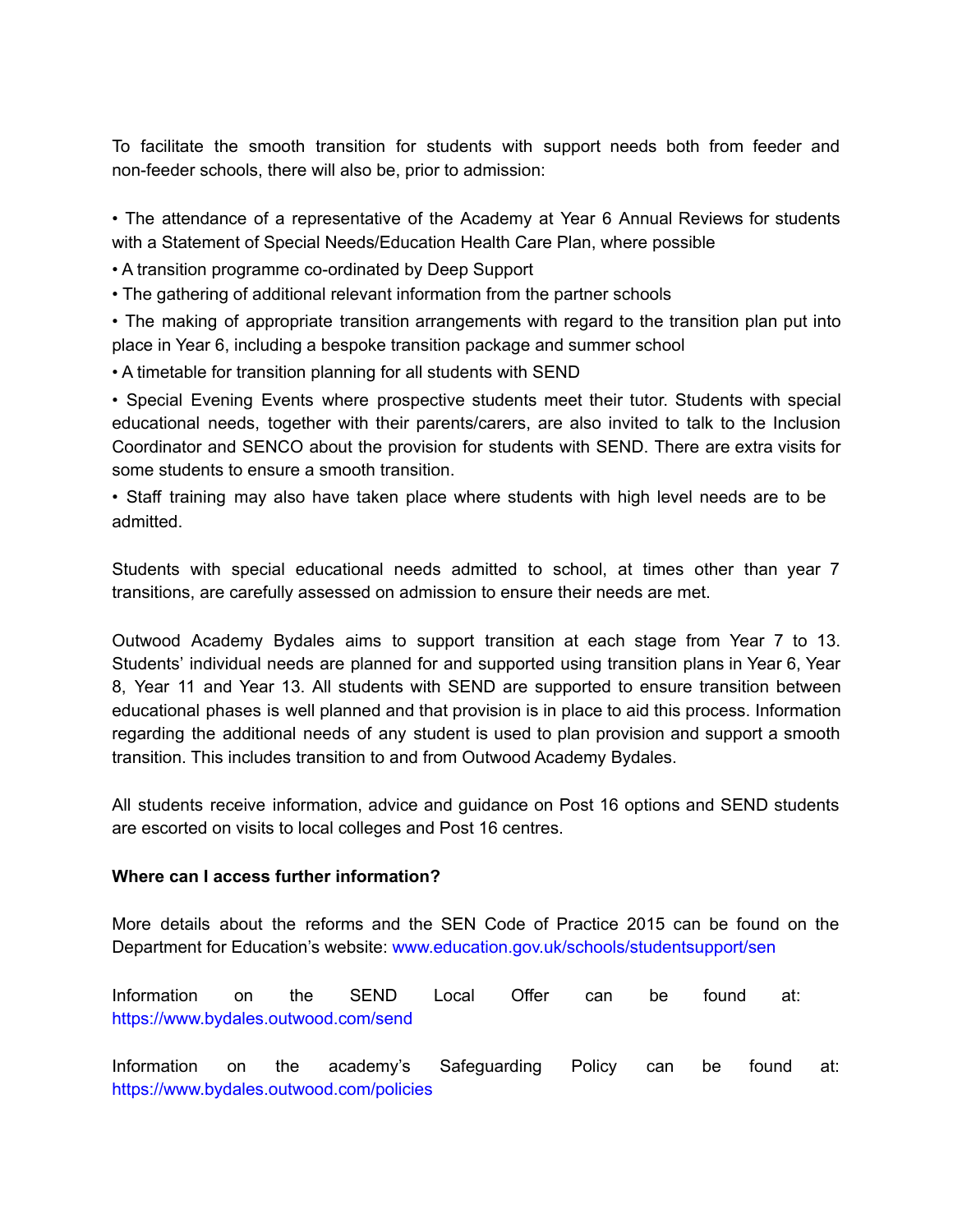To facilitate the smooth transition for students with support needs both from feeder and non-feeder schools, there will also be, prior to admission:

- The attendance of a representative of the Academy at Year 6 Annual Reviews for students with a Statement of Special Needs/Education Health Care Plan, where possible
- A transition programme co-ordinated by Deep Support
- The gathering of additional relevant information from the partner schools
- The making of appropriate transition arrangements with regard to the transition plan put into place in Year 6, including a bespoke transition package and summer school
- A timetable for transition planning for all students with SEND
- Special Evening Events where prospective students meet their tutor. Students with special educational needs, together with their parents/carers, are also invited to talk to the Inclusion Coordinator and SENCO about the provision for students with SEND. There are extra visits for some students to ensure a smooth transition.
- Staff training may also have taken place where students with high level needs are to be admitted.

Students with special educational needs admitted to school, at times other than year 7 transitions, are carefully assessed on admission to ensure their needs are met.

Outwood Academy Bydales aims to support transition at each stage from Year 7 to 13. Students' individual needs are planned for and supported using transition plans in Year 6, Year 8, Year 11 and Year 13. All students with SEND are supported to ensure transition between educational phases is well planned and that provision is in place to aid this process. Information regarding the additional needs of any student is used to plan provision and support a smooth transition. This includes transition to and from Outwood Academy Bydales.

All students receive information, advice and guidance on Post 16 options and SEND students are escorted on visits to local colleges and Post 16 centres.

**Where can I access further information?**

More details about the reforms and the SEN Code of Practice 2015 can be found on the Department for Education's website: www.education.gov.uk/schools/studentsupport/sen

Information on the SEND Local Offer can be found at: https://www.bydales.outwood.com/send

Information on the academy's Safeguarding Policy can be found at: https://www.bydales.outwood.com/policies